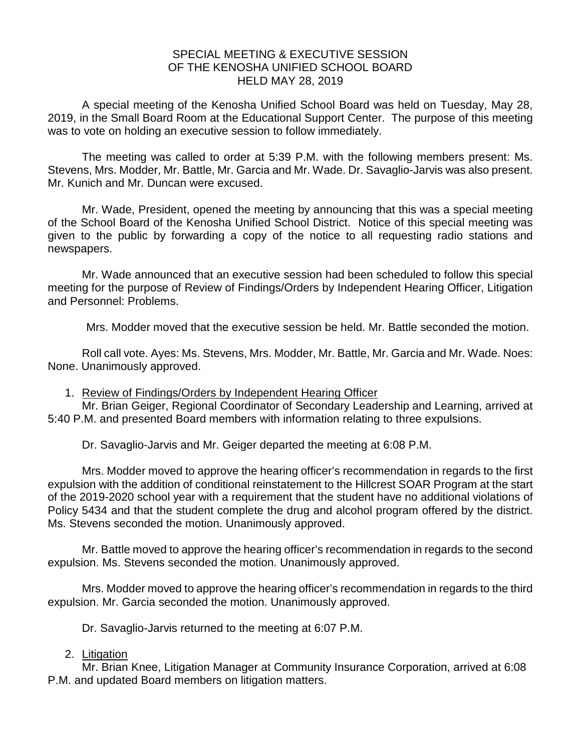# SPECIAL MEETING & EXECUTIVE SESSION OF THE KENOSHA UNIFIED SCHOOL BOARD HELD MAY 28, 2019

A special meeting of the Kenosha Unified School Board was held on Tuesday, May 28, 2019, in the Small Board Room at the Educational Support Center. The purpose of this meeting was to vote on holding an executive session to follow immediately.

The meeting was called to order at 5:39 P.M. with the following members present: Ms. Stevens, Mrs. Modder, Mr. Battle, Mr. Garcia and Mr. Wade. Dr. Savaglio-Jarvis was also present. Mr. Kunich and Mr. Duncan were excused.

Mr. Wade, President, opened the meeting by announcing that this was a special meeting of the School Board of the Kenosha Unified School District. Notice of this special meeting was given to the public by forwarding a copy of the notice to all requesting radio stations and newspapers.

Mr. Wade announced that an executive session had been scheduled to follow this special meeting for the purpose of Review of Findings/Orders by Independent Hearing Officer, Litigation and Personnel: Problems.

Mrs. Modder moved that the executive session be held. Mr. Battle seconded the motion.

Roll call vote. Ayes: Ms. Stevens, Mrs. Modder, Mr. Battle, Mr. Garcia and Mr. Wade. Noes: None. Unanimously approved.

1. Review of Findings/Orders by Independent Hearing Officer

Mr. Brian Geiger, Regional Coordinator of Secondary Leadership and Learning, arrived at 5:40 P.M. and presented Board members with information relating to three expulsions.

Dr. Savaglio-Jarvis and Mr. Geiger departed the meeting at 6:08 P.M.

Mrs. Modder moved to approve the hearing officer's recommendation in regards to the first expulsion with the addition of conditional reinstatement to the Hillcrest SOAR Program at the start of the 2019-2020 school year with a requirement that the student have no additional violations of Policy 5434 and that the student complete the drug and alcohol program offered by the district. Ms. Stevens seconded the motion. Unanimously approved.

Mr. Battle moved to approve the hearing officer's recommendation in regards to the second expulsion. Ms. Stevens seconded the motion. Unanimously approved.

Mrs. Modder moved to approve the hearing officer's recommendation in regards to the third expulsion. Mr. Garcia seconded the motion. Unanimously approved.

Dr. Savaglio-Jarvis returned to the meeting at 6:07 P.M.

2. Litigation

Mr. Brian Knee, Litigation Manager at Community Insurance Corporation, arrived at 6:08 P.M. and updated Board members on litigation matters.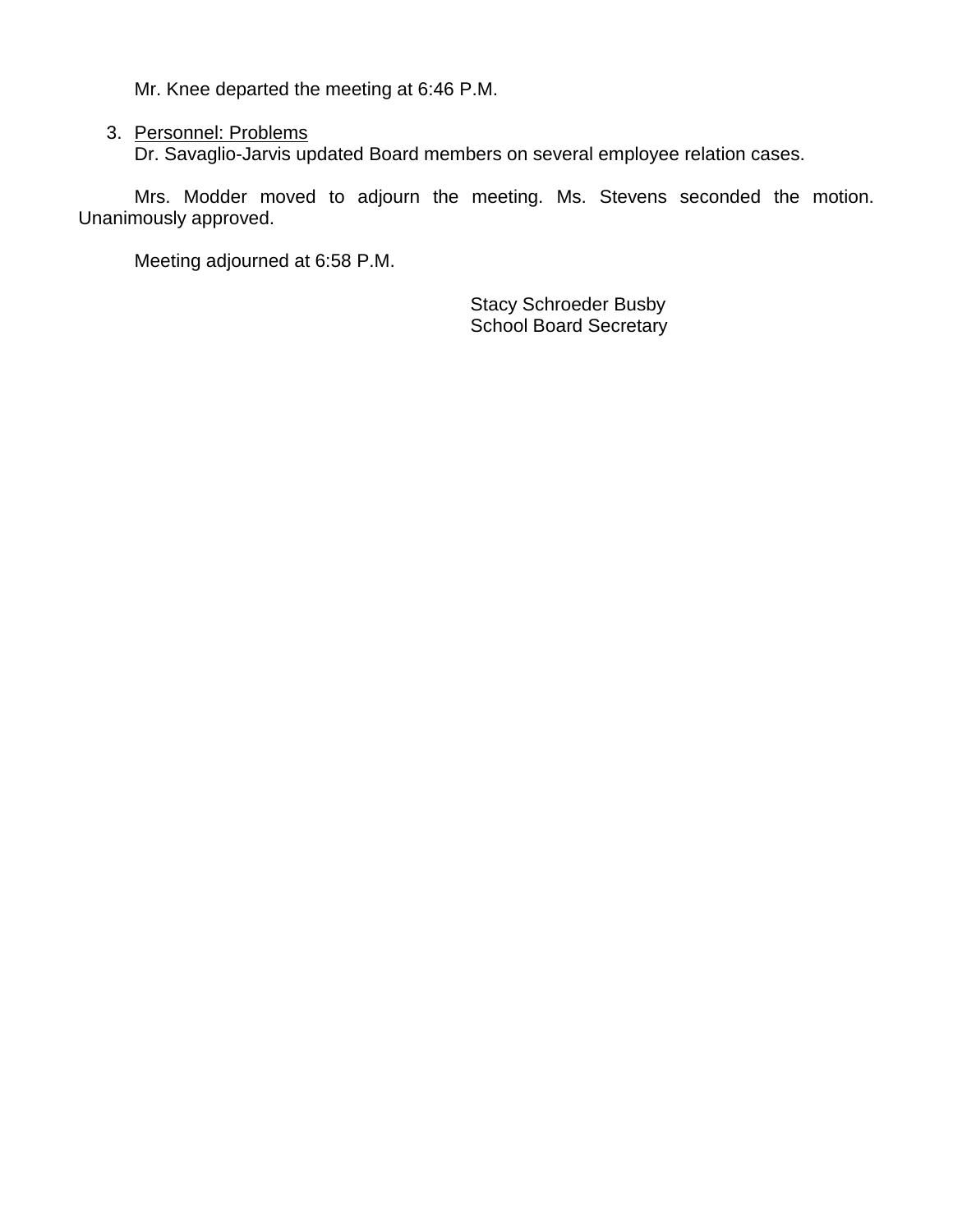Mr. Knee departed the meeting at 6:46 P.M.

3. Personnel: Problems
   Dr. Savaglio-Jarvis updated Board members on several employee relation cases.

Mrs. Modder moved to adjourn the meeting. Ms. Stevens seconded the motion. Unanimously approved.

Meeting adjourned at 6:58 P.M.

Stacy Schroeder Busby
School Board Secretary